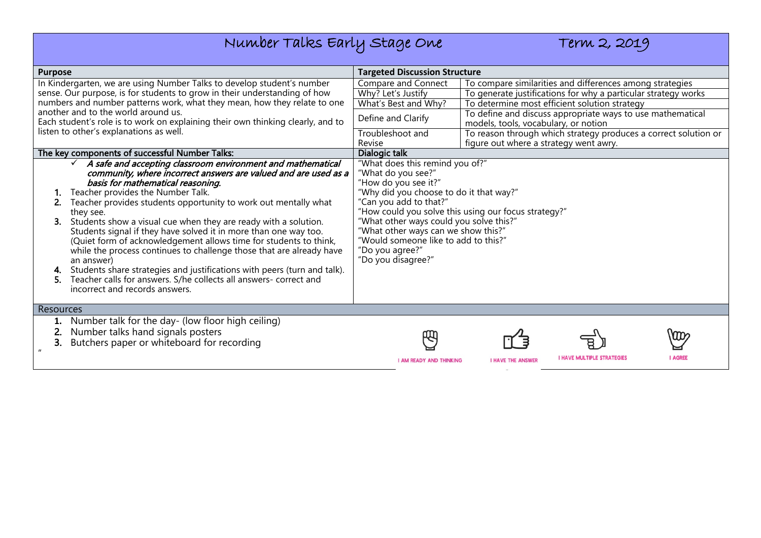# Number Talks Early Stage One — Term 2, 2019

## Purpose

In Kindergarten, we are using Number Talks to develop student's number sense. Our purpose, is for students to grow in their understanding of how numbers and number patterns work, what they mean, how they relate to one another and to the world around us.
Each student's role is to work on explaining their own thinking clearly, and to listen to other's explanations as well.

## Targeted Discussion Structure

| | |
|---|---|
| Compare and Connect | To compare similarities and differences among strategies |
| Why? Let's Justify | To generate justifications for why a particular strategy works |
| What's Best and Why? | To determine most efficient solution strategy |
| Define and Clarify | To define and discuss appropriate ways to use mathematical models, tools, vocabulary, or notion |
| Troubleshoot and Revise | To reason through which strategy produces a correct solution or figure out where a strategy went awry. |

## The key components of successful Number Talks:

- ✓ ***A safe and accepting classroom environment and mathematical community, where incorrect answers are valued and are used as a basis for mathematical reasoning.***

1. Teacher provides the Number Talk.
2. Teacher provides students opportunity to work out mentally what they see.
3. Students show a visual cue when they are ready with a solution. Students signal if they have solved it in more than one way too. (Quiet form of acknowledgement allows time for students to think, while the process continues to challenge those that are already have an answer)
4. Students share strategies and justifications with peers (turn and talk).
5. Teacher calls for answers. S/he collects all answers- correct and incorrect and records answers.

## Dialogic talk

"What does this remind you of?"
"What do you see?"
"How do you see it?"
"Why did you choose to do it that way?"
"Can you add to that?"
"How could you solve this using our focus strategy?"
"What other ways could you solve this?"
"What other ways can we show this?"
"Would someone like to add to this?"
"Do you agree?"
"Do you disagree?"

## Resources

1. Number talk for the day- (low floor high ceiling)
2. Number talks hand signals posters
3. Butchers paper or whiteboard for recording

"

I AM READY AND THINKING
I HAVE THE ANSWER
I HAVE MULTIPLE STRATEGIES
I AGREE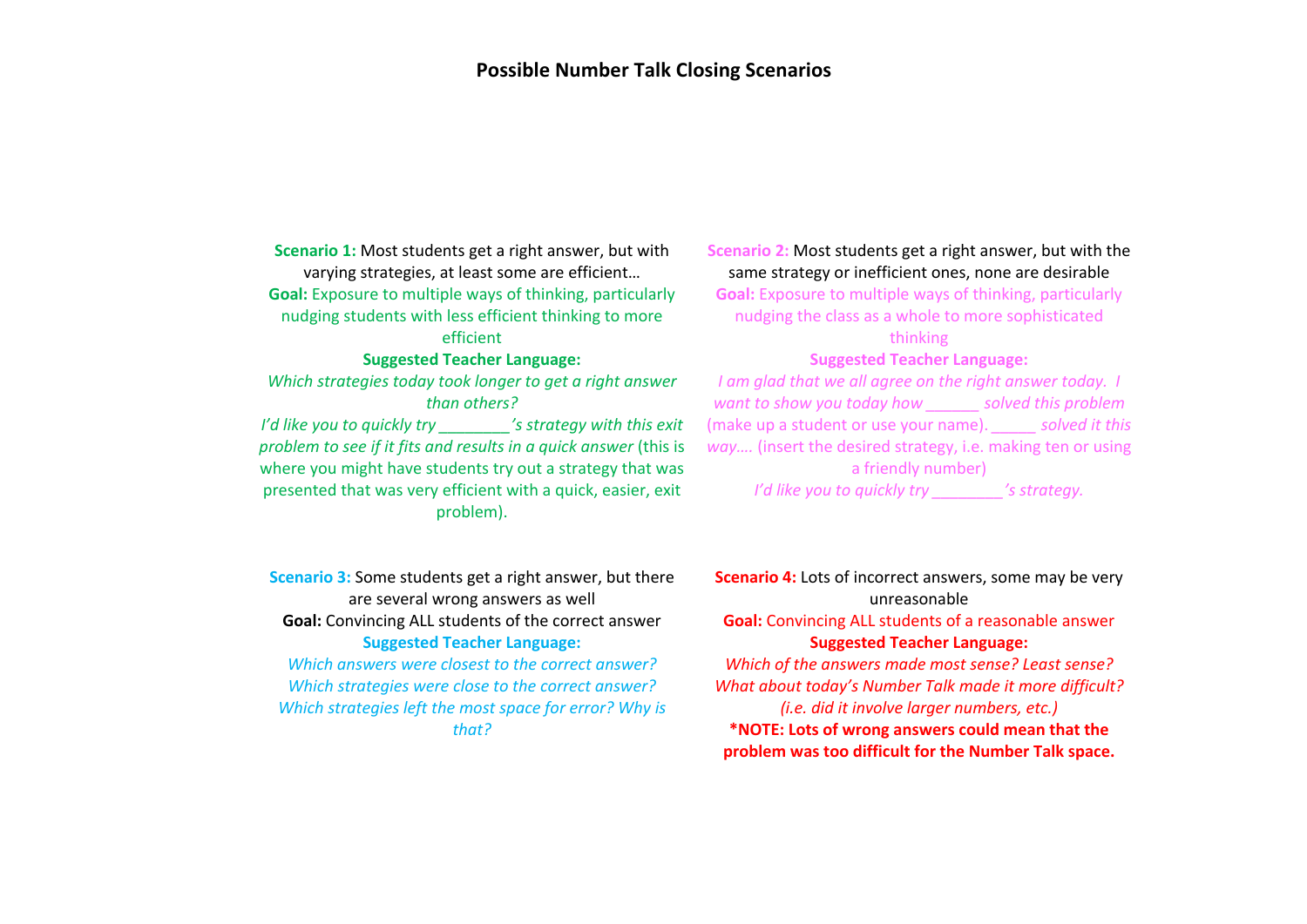# Possible Number Talk Closing Scenarios

**Scenario 1:** Most students get a right answer, but with varying strategies, at least some are efficient…

**Goal:** Exposure to multiple ways of thinking, particularly nudging students with less efficient thinking to more efficient

**Suggested Teacher Language:**

*Which strategies today took longer to get a right answer than others?*

*I'd like you to quickly try ________'s strategy with this exit problem to see if it fits and results in a quick answer* (this is where you might have students try out a strategy that was presented that was very efficient with a quick, easier, exit problem).

**Scenario 2:** Most students get a right answer, but with the same strategy or inefficient ones, none are desirable

**Goal:** Exposure to multiple ways of thinking, particularly nudging the class as a whole to more sophisticated thinking

**Suggested Teacher Language:**

*I am glad that we all agree on the right answer today. I want to show you today how ______ solved this problem* (make up a student or use your name). *_____ solved it this way….* (insert the desired strategy, i.e. making ten or using a friendly number)

*I'd like you to quickly try ________'s strategy.*

**Scenario 3:** Some students get a right answer, but there are several wrong answers as well

**Goal:** Convincing ALL students of the correct answer

**Suggested Teacher Language:**

*Which answers were closest to the correct answer?*

*Which strategies were close to the correct answer?*

*Which strategies left the most space for error? Why is that?*

**Scenario 4:** Lots of incorrect answers, some may be very unreasonable

**Goal:** Convincing ALL students of a reasonable answer

**Suggested Teacher Language:**

*Which of the answers made most sense? Least sense?*

*What about today's Number Talk made it more difficult? (i.e. did it involve larger numbers, etc.)*

**\*NOTE: Lots of wrong answers could mean that the problem was too difficult for the Number Talk space.**